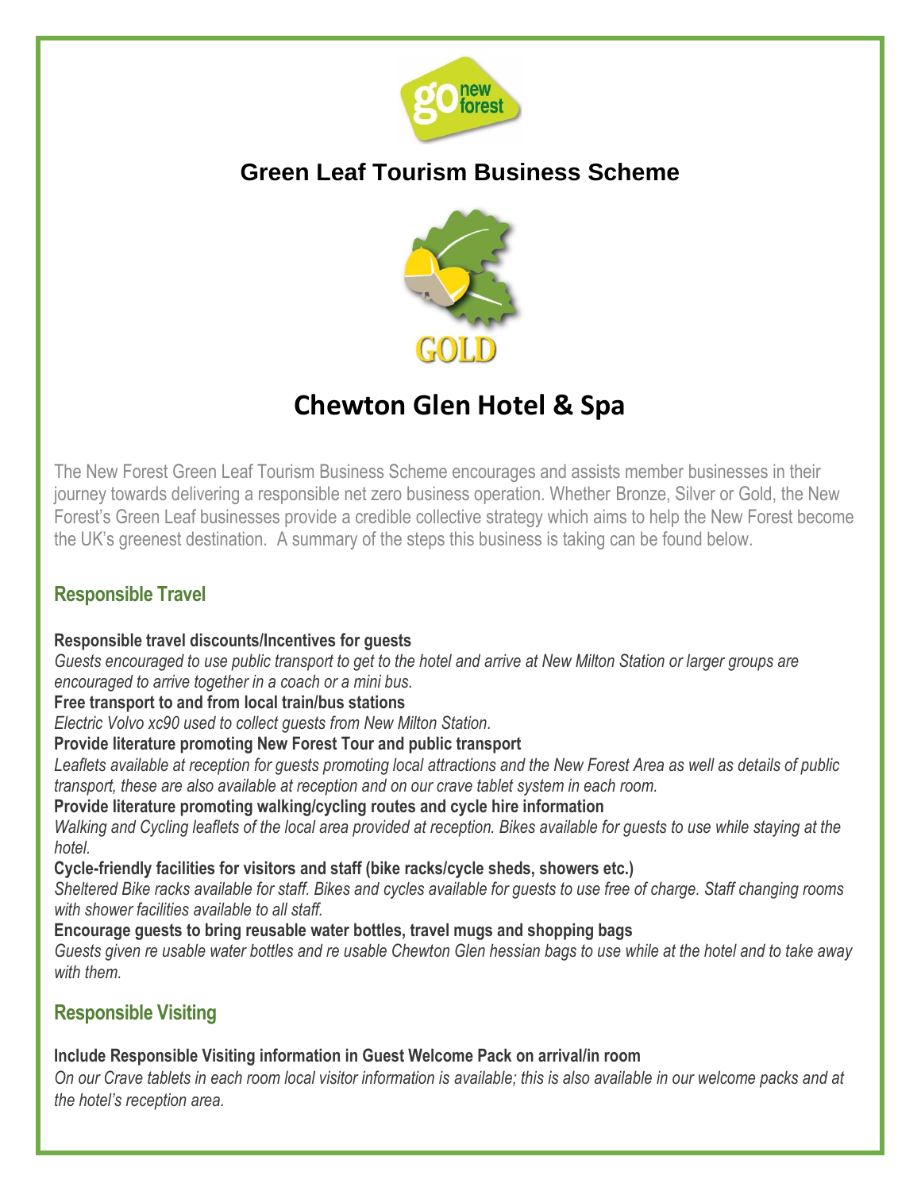## Green Leaf Tourism Business Scheme

GOLD

# Chewton Glen Hotel & Spa

The New Forest Green Leaf Tourism Business Scheme encourages and assists member businesses in their journey towards delivering a responsible net zero business operation. Whether Bronze, Silver or Gold, the New Forest's Green Leaf businesses provide a credible collective strategy which aims to help the New Forest become the UK's greenest destination. A summary of the steps this business is taking can be found below.

### Responsible Travel

**Responsible travel discounts/Incentives for guests**

*Guests encouraged to use public transport to get to the hotel and arrive at New Milton Station or larger groups are encouraged to arrive together in a coach or a mini bus.*

**Free transport to and from local train/bus stations**

*Electric Volvo xc90 used to collect guests from New Milton Station.*

**Provide literature promoting New Forest Tour and public transport**

*Leaflets available at reception for guests promoting local attractions and the New Forest Area as well as details of public transport, these are also available at reception and on our crave tablet system in each room.*

**Provide literature promoting walking/cycling routes and cycle hire information**

*Walking and Cycling leaflets of the local area provided at reception. Bikes available for guests to use while staying at the hotel.*

**Cycle-friendly facilities for visitors and staff (bike racks/cycle sheds, showers etc.)**

*Sheltered Bike racks available for staff. Bikes and cycles available for guests to use free of charge. Staff changing rooms with shower facilities available to all staff.*

**Encourage guests to bring reusable water bottles, travel mugs and shopping bags**

*Guests given re usable water bottles and re usable Chewton Glen hessian bags to use while at the hotel and to take away with them.*

### Responsible Visiting

**Include Responsible Visiting information in Guest Welcome Pack on arrival/in room**

*On our Crave tablets in each room local visitor information is available; this is also available in our welcome packs and at the hotel's reception area.*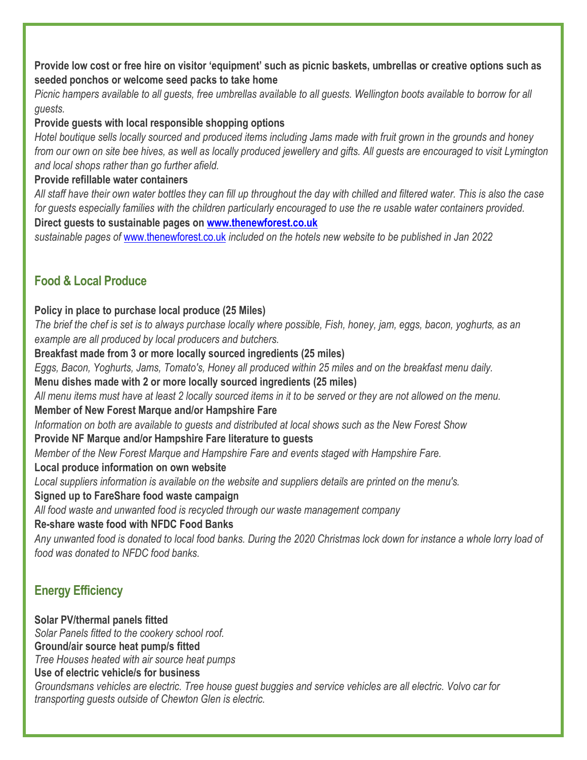**Provide low cost or free hire on visitor 'equipment' such as picnic baskets, umbrellas or creative options such as seeded ponchos or welcome seed packs to take home**

*Picnic hampers available to all guests, free umbrellas available to all guests. Wellington boots available to borrow for all guests.*

**Provide guests with local responsible shopping options**

*Hotel boutique sells locally sourced and produced items including Jams made with fruit grown in the grounds and honey from our own on site bee hives, as well as locally produced jewellery and gifts. All guests are encouraged to visit Lymington and local shops rather than go further afield.*

**Provide refillable water containers**

*All staff have their own water bottles they can fill up throughout the day with chilled and filtered water. This is also the case for guests especially families with the children particularly encouraged to use the re usable water containers provided.*

**Direct guests to sustainable pages on [www.thenewforest.co.uk](http://www.thenewforest.co.uk)**

*sustainable pages of [www.thenewforest.co.uk](http://www.thenewforest.co.uk) included on the hotels new website to be published in Jan 2022*

## Food & Local Produce

**Policy in place to purchase local produce (25 Miles)**

*The brief the chef is set is to always purchase locally where possible, Fish, honey, jam, eggs, bacon, yoghurts, as an example are all produced by local producers and butchers.*

**Breakfast made from 3 or more locally sourced ingredients (25 miles)**

*Eggs, Bacon, Yoghurts, Jams, Tomato's, Honey all produced within 25 miles and on the breakfast menu daily.*

**Menu dishes made with 2 or more locally sourced ingredients (25 miles)**

*All menu items must have at least 2 locally sourced items in it to be served or they are not allowed on the menu.*

**Member of New Forest Marque and/or Hampshire Fare**

*Information on both are available to guests and distributed at local shows such as the New Forest Show*

**Provide NF Marque and/or Hampshire Fare literature to guests**

*Member of the New Forest Marque and Hampshire Fare and events staged with Hampshire Fare.*

**Local produce information on own website**

*Local suppliers information is available on the website and suppliers details are printed on the menu's.*

**Signed up to FareShare food waste campaign**

*All food waste and unwanted food is recycled through our waste management company*

**Re-share waste food with NFDC Food Banks**

*Any unwanted food is donated to local food banks. During the 2020 Christmas lock down for instance a whole lorry load of food was donated to NFDC food banks.*

## Energy Efficiency

**Solar PV/thermal panels fitted**

*Solar Panels fitted to the cookery school roof.*

**Ground/air source heat pump/s fitted**

*Tree Houses heated with air source heat pumps*

**Use of electric vehicle/s for business**

*Groundsmans vehicles are electric. Tree house guest buggies and service vehicles are all electric. Volvo car for transporting guests outside of Chewton Glen is electric.*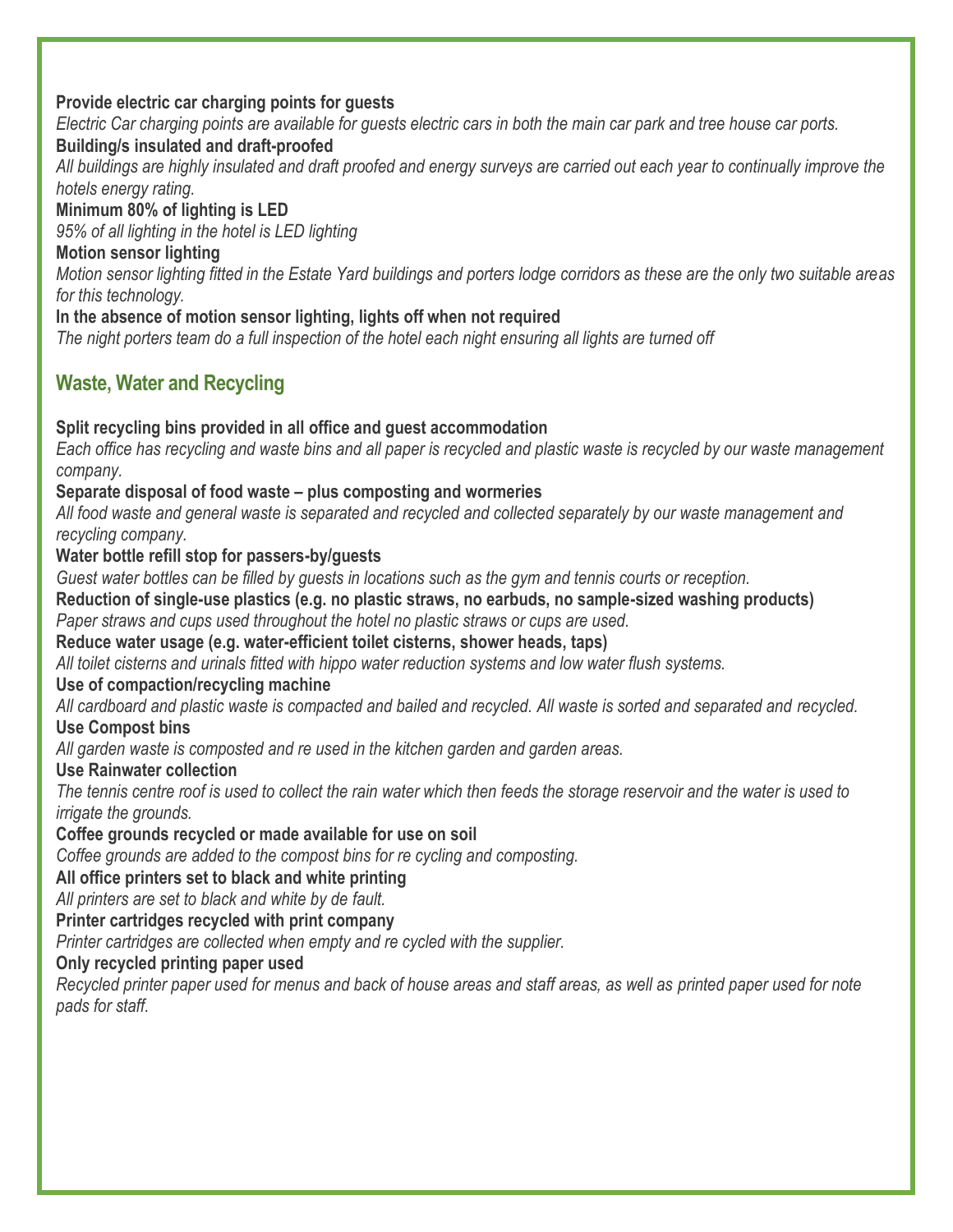**Provide electric car charging points for guests**

*Electric Car charging points are available for guests electric cars in both the main car park and tree house car ports.*

**Building/s insulated and draft-proofed**

*All buildings are highly insulated and draft proofed and energy surveys are carried out each year to continually improve the hotels energy rating.*

**Minimum 80% of lighting is LED**

*95% of all lighting in the hotel is LED lighting*

**Motion sensor lighting**

*Motion sensor lighting fitted in the Estate Yard buildings and porters lodge corridors as these are the only two suitable areas for this technology.*

**In the absence of motion sensor lighting, lights off when not required**

*The night porters team do a full inspection of the hotel each night ensuring all lights are turned off*

## Waste, Water and Recycling

**Split recycling bins provided in all office and guest accommodation**

*Each office has recycling and waste bins and all paper is recycled and plastic waste is recycled by our waste management company.*

**Separate disposal of food waste – plus composting and wormeries**

*All food waste and general waste is separated and recycled and collected separately by our waste management and recycling company.*

**Water bottle refill stop for passers-by/guests**

*Guest water bottles can be filled by guests in locations such as the gym and tennis courts or reception.*

**Reduction of single-use plastics (e.g. no plastic straws, no earbuds, no sample-sized washing products)**

*Paper straws and cups used throughout the hotel no plastic straws or cups are used.*

**Reduce water usage (e.g. water-efficient toilet cisterns, shower heads, taps)**

*All toilet cisterns and urinals fitted with hippo water reduction systems and low water flush systems.*

**Use of compaction/recycling machine**

*All cardboard and plastic waste is compacted and bailed and recycled. All waste is sorted and separated and recycled.*

**Use Compost bins**

*All garden waste is composted and re used in the kitchen garden and garden areas.*

**Use Rainwater collection**

*The tennis centre roof is used to collect the rain water which then feeds the storage reservoir and the water is used to irrigate the grounds.*

**Coffee grounds recycled or made available for use on soil**

*Coffee grounds are added to the compost bins for re cycling and composting.*

**All office printers set to black and white printing**

*All printers are set to black and white by de fault.*

**Printer cartridges recycled with print company**

*Printer cartridges are collected when empty and re cycled with the supplier.*

**Only recycled printing paper used**

*Recycled printer paper used for menus and back of house areas and staff areas, as well as printed paper used for note pads for staff.*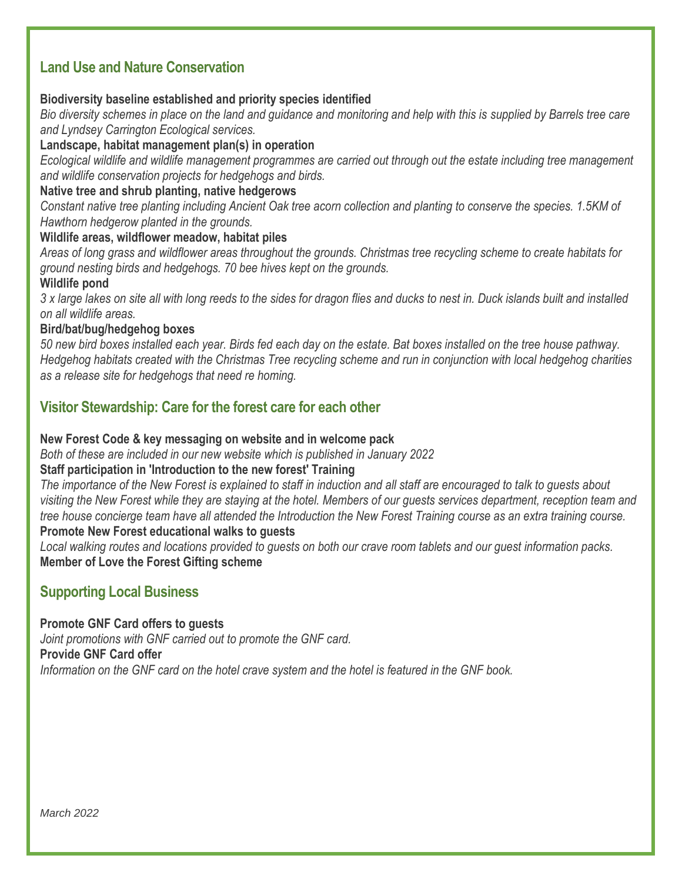## Land Use and Nature Conservation

**Biodiversity baseline established and priority species identified**

*Bio diversity schemes in place on the land and guidance and monitoring and help with this is supplied by Barrels tree care and Lyndsey Carrington Ecological services.*

**Landscape, habitat management plan(s) in operation**

*Ecological wildlife and wildlife management programmes are carried out through out the estate including tree management and wildlife conservation projects for hedgehogs and birds.*

**Native tree and shrub planting, native hedgerows**

*Constant native tree planting including Ancient Oak tree acorn collection and planting to conserve the species. 1.5KM of Hawthorn hedgerow planted in the grounds.*

**Wildlife areas, wildflower meadow, habitat piles**

*Areas of long grass and wildflower areas throughout the grounds. Christmas tree recycling scheme to create habitats for ground nesting birds and hedgehogs. 70 bee hives kept on the grounds.*

**Wildlife pond**

*3 x large lakes on site all with long reeds to the sides for dragon flies and ducks to nest in. Duck islands built and installed on all wildlife areas.*

**Bird/bat/bug/hedgehog boxes**

*50 new bird boxes installed each year. Birds fed each day on the estate. Bat boxes installed on the tree house pathway. Hedgehog habitats created with the Christmas Tree recycling scheme and run in conjunction with local hedgehog charities as a release site for hedgehogs that need re homing.*

## Visitor Stewardship: Care for the forest care for each other

**New Forest Code & key messaging on website and in welcome pack**

*Both of these are included in our new website which is published in January 2022*

**Staff participation in 'Introduction to the new forest' Training**

*The importance of the New Forest is explained to staff in induction and all staff are encouraged to talk to guests about visiting the New Forest while they are staying at the hotel. Members of our guests services department, reception team and tree house concierge team have all attended the Introduction the New Forest Training course as an extra training course.*

**Promote New Forest educational walks to guests**

*Local walking routes and locations provided to guests on both our crave room tablets and our guest information packs.*

**Member of Love the Forest Gifting scheme**

## Supporting Local Business

**Promote GNF Card offers to guests**

*Joint promotions with GNF carried out to promote the GNF card.*

**Provide GNF Card offer**

*Information on the GNF card on the hotel crave system and the hotel is featured in the GNF book.*

*March 2022*